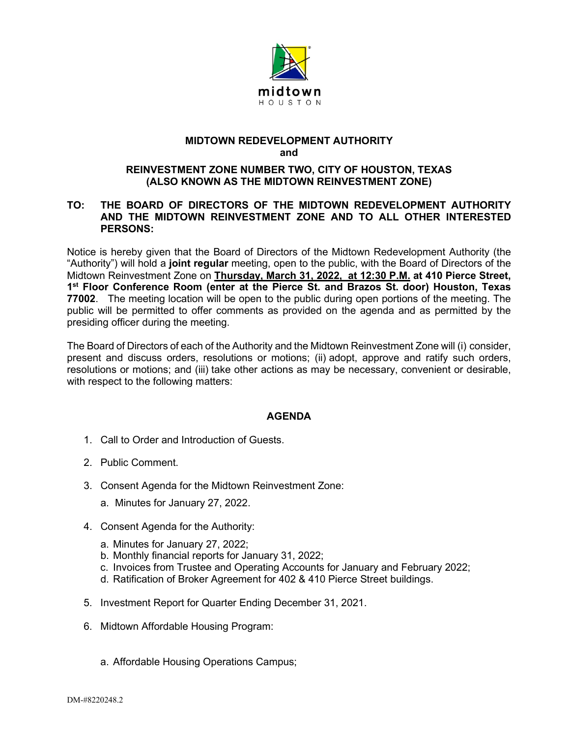**MIDTOWN REDEVELOPMENT AUTHORITY**
**and**

**REINVESTMENT ZONE NUMBER TWO, CITY OF HOUSTON, TEXAS**
**(ALSO KNOWN AS THE MIDTOWN REINVESTMENT ZONE)**

**TO: THE BOARD OF DIRECTORS OF THE MIDTOWN REDEVELOPMENT AUTHORITY AND THE MIDTOWN REINVESTMENT ZONE AND TO ALL OTHER INTERESTED PERSONS:**

Notice is hereby given that the Board of Directors of the Midtown Redevelopment Authority (the "Authority") will hold a **joint regular** meeting, open to the public, with the Board of Directors of the Midtown Reinvestment Zone on **Thursday, March 31, 2022, at 12:30 P.M. at 410 Pierce Street, 1st Floor Conference Room (enter at the Pierce St. and Brazos St. door) Houston, Texas 77002**. The meeting location will be open to the public during open portions of the meeting. The public will be permitted to offer comments as provided on the agenda and as permitted by the presiding officer during the meeting.

The Board of Directors of each of the Authority and the Midtown Reinvestment Zone will (i) consider, present and discuss orders, resolutions or motions; (ii) adopt, approve and ratify such orders, resolutions or motions; and (iii) take other actions as may be necessary, convenient or desirable, with respect to the following matters:

## AGENDA

1. Call to Order and Introduction of Guests.
2. Public Comment.
3. Consent Agenda for the Midtown Reinvestment Zone:
   a. Minutes for January 27, 2022.
4. Consent Agenda for the Authority:
   a. Minutes for January 27, 2022;
   b. Monthly financial reports for January 31, 2022;
   c. Invoices from Trustee and Operating Accounts for January and February 2022;
   d. Ratification of Broker Agreement for 402 & 410 Pierce Street buildings.
5. Investment Report for Quarter Ending December 31, 2021.
6. Midtown Affordable Housing Program:

   a. Affordable Housing Operations Campus;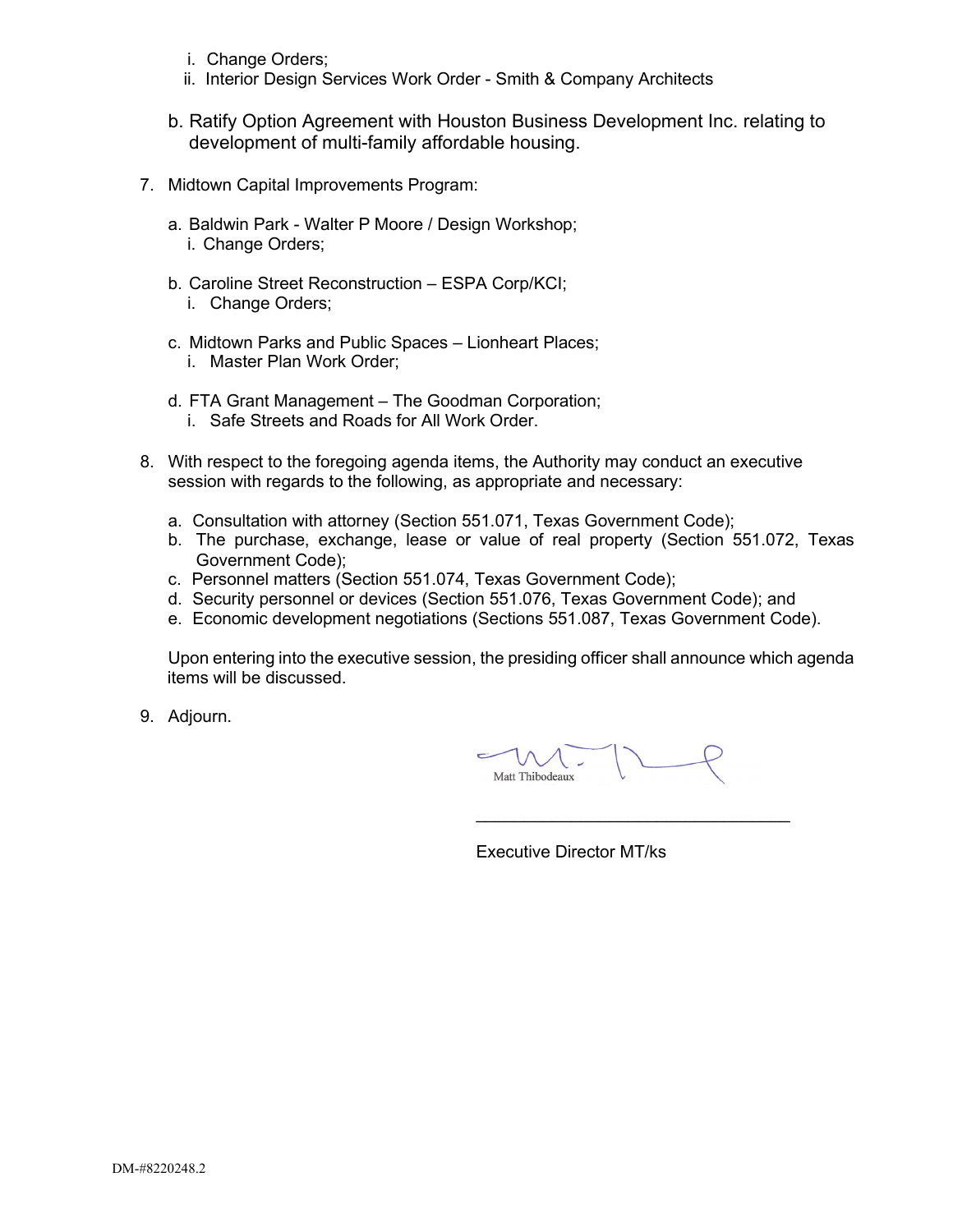i. Change Orders;
   ii. Interior Design Services Work Order - Smith & Company Architects

   b. Ratify Option Agreement with Houston Business Development Inc. relating to development of multi-family affordable housing.

7. Midtown Capital Improvements Program:

   a. Baldwin Park - Walter P Moore / Design Workshop;
      i. Change Orders;

   b. Caroline Street Reconstruction – ESPA Corp/KCI;
      i. Change Orders;

   c. Midtown Parks and Public Spaces – Lionheart Places;
      i. Master Plan Work Order;

   d. FTA Grant Management – The Goodman Corporation;
      i. Safe Streets and Roads for All Work Order.

8. With respect to the foregoing agenda items, the Authority may conduct an executive session with regards to the following, as appropriate and necessary:

   a. Consultation with attorney (Section 551.071, Texas Government Code);
   b. The purchase, exchange, lease or value of real property (Section 551.072, Texas Government Code);
   c. Personnel matters (Section 551.074, Texas Government Code);
   d. Security personnel or devices (Section 551.076, Texas Government Code); and
   e. Economic development negotiations (Sections 551.087, Texas Government Code).

   Upon entering into the executive session, the presiding officer shall announce which agenda items will be discussed.

9. Adjourn.

Matt Thibodeaux

\_\_\_\_\_\_\_\_\_\_\_\_\_\_\_\_\_\_\_\_\_\_\_\_\_\_\_\_\_\_\_\_\_

Executive Director MT/ks

DM-#8220248.2